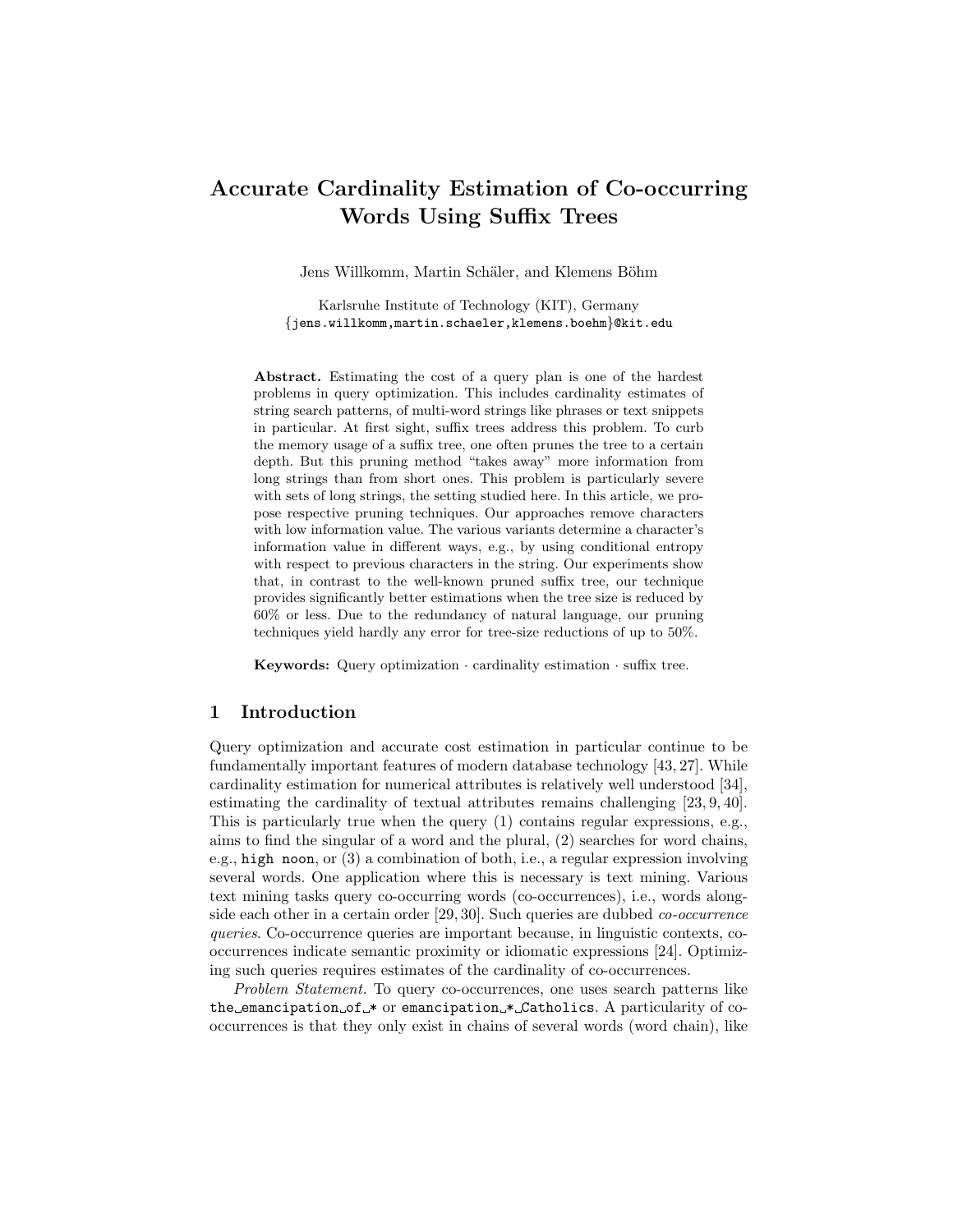# Accurate Cardinality Estimation of Co-occurring Words Using Suffix Trees

Jens Willkomm, Martin Schäler, and Klemens Böhm

Karlsruhe Institute of Technology (KIT), Germany
{jens.willkomm,martin.schaeler,klemens.boehm}@kit.edu

**Abstract.** Estimating the cost of a query plan is one of the hardest problems in query optimization. This includes cardinality estimates of string search patterns, of multi-word strings like phrases or text snippets in particular. At first sight, suffix trees address this problem. To curb the memory usage of a suffix tree, one often prunes the tree to a certain depth. But this pruning method "takes away" more information from long strings than from short ones. This problem is particularly severe with sets of long strings, the setting studied here. In this article, we propose respective pruning techniques. Our approaches remove characters with low information value. The various variants determine a character's information value in different ways, e.g., by using conditional entropy with respect to previous characters in the string. Our experiments show that, in contrast to the well-known pruned suffix tree, our technique provides significantly better estimations when the tree size is reduced by 60% or less. Due to the redundancy of natural language, our pruning techniques yield hardly any error for tree-size reductions of up to 50%.

**Keywords:** Query optimization · cardinality estimation · suffix tree.

## 1 Introduction

Query optimization and accurate cost estimation in particular continue to be fundamentally important features of modern database technology [43, 27]. While cardinality estimation for numerical attributes is relatively well understood [34], estimating the cardinality of textual attributes remains challenging [23, 9, 40]. This is particularly true when the query (1) contains regular expressions, e.g., aims to find the singular of a word and the plural, (2) searches for word chains, e.g., `high noon`, or (3) a combination of both, i.e., a regular expression involving several words. One application where this is necessary is text mining. Various text mining tasks query co-occurring words (co-occurrences), i.e., words alongside each other in a certain order [29, 30]. Such queries are dubbed *co-occurrence queries*. Co-occurrence queries are important because, in linguistic contexts, co-occurrences indicate semantic proximity or idiomatic expressions [24]. Optimizing such queries requires estimates of the cardinality of co-occurrences.

*Problem Statement.* To query co-occurrences, one uses search patterns like `the␣emancipation␣of␣*` or `emancipation␣*␣Catholics`. A particularity of co-occurrences is that they only exist in chains of several words (word chain), like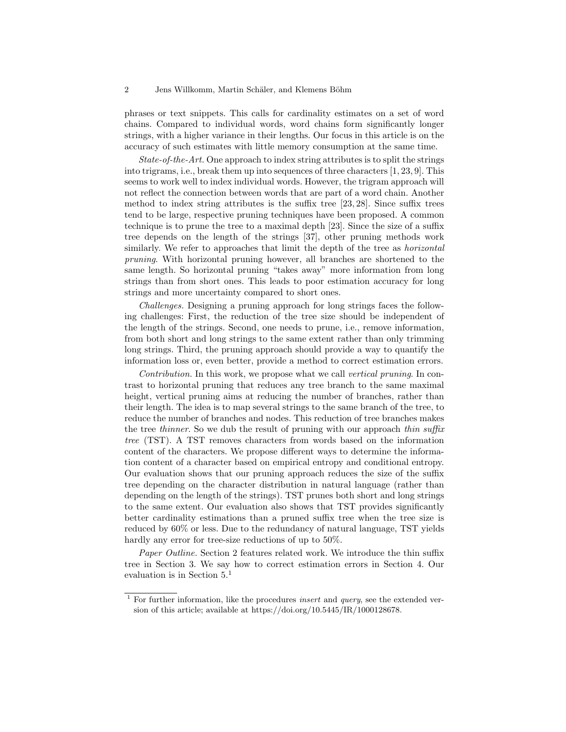phrases or text snippets. This calls for cardinality estimates on a set of word chains. Compared to individual words, word chains form significantly longer strings, with a higher variance in their lengths. Our focus in this article is on the accuracy of such estimates with little memory consumption at the same time.

*State-of-the-Art.* One approach to index string attributes is to split the strings into trigrams, i.e., break them up into sequences of three characters [1, 23, 9]. This seems to work well to index individual words. However, the trigram approach will not reflect the connection between words that are part of a word chain. Another method to index string attributes is the suffix tree [23, 28]. Since suffix trees tend to be large, respective pruning techniques have been proposed. A common technique is to prune the tree to a maximal depth [23]. Since the size of a suffix tree depends on the length of the strings [37], other pruning methods work similarly. We refer to approaches that limit the depth of the tree as *horizontal pruning*. With horizontal pruning however, all branches are shortened to the same length. So horizontal pruning "takes away" more information from long strings than from short ones. This leads to poor estimation accuracy for long strings and more uncertainty compared to short ones.

*Challenges.* Designing a pruning approach for long strings faces the following challenges: First, the reduction of the tree size should be independent of the length of the strings. Second, one needs to prune, i.e., remove information, from both short and long strings to the same extent rather than only trimming long strings. Third, the pruning approach should provide a way to quantify the information loss or, even better, provide a method to correct estimation errors.

*Contribution.* In this work, we propose what we call *vertical pruning*. In contrast to horizontal pruning that reduces any tree branch to the same maximal height, vertical pruning aims at reducing the number of branches, rather than their length. The idea is to map several strings to the same branch of the tree, to reduce the number of branches and nodes. This reduction of tree branches makes the tree *thinner*. So we dub the result of pruning with our approach *thin suffix tree* (TST). A TST removes characters from words based on the information content of the characters. We propose different ways to determine the information content of a character based on empirical entropy and conditional entropy. Our evaluation shows that our pruning approach reduces the size of the suffix tree depending on the character distribution in natural language (rather than depending on the length of the strings). TST prunes both short and long strings to the same extent. Our evaluation also shows that TST provides significantly better cardinality estimations than a pruned suffix tree when the tree size is reduced by 60% or less. Due to the redundancy of natural language, TST yields hardly any error for tree-size reductions of up to 50%.

*Paper Outline.* Section 2 features related work. We introduce the thin suffix tree in Section 3. We say how to correct estimation errors in Section 4. Our evaluation is in Section 5.[1]

[1] For further information, like the procedures *insert* and *query*, see the extended version of this article; available at https://doi.org/10.5445/IR/1000128678.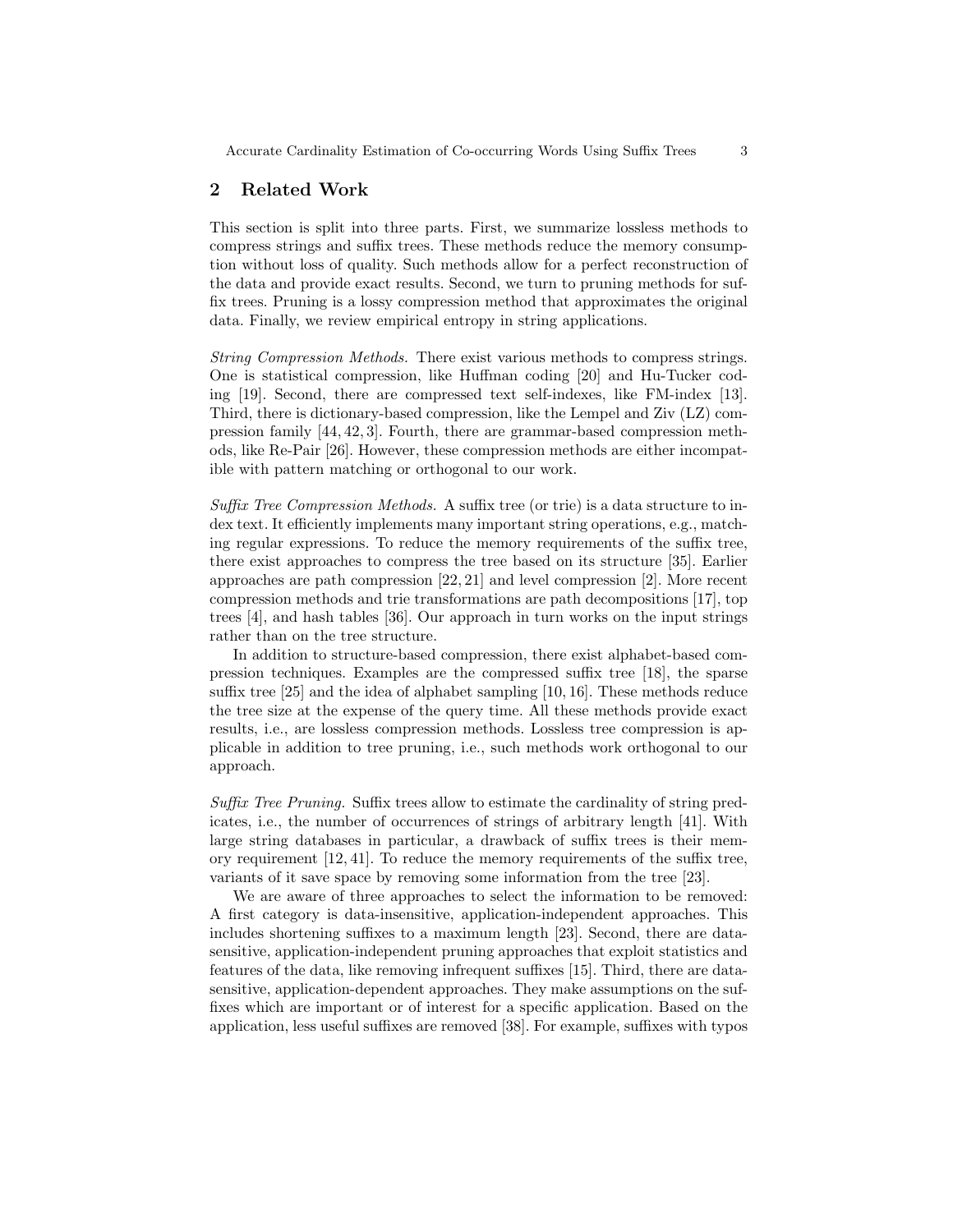## 2 Related Work

This section is split into three parts. First, we summarize lossless methods to compress strings and suffix trees. These methods reduce the memory consumption without loss of quality. Such methods allow for a perfect reconstruction of the data and provide exact results. Second, we turn to pruning methods for suffix trees. Pruning is a lossy compression method that approximates the original data. Finally, we review empirical entropy in string applications.

*String Compression Methods.* There exist various methods to compress strings. One is statistical compression, like Huffman coding [20] and Hu-Tucker coding [19]. Second, there are compressed text self-indexes, like FM-index [13]. Third, there is dictionary-based compression, like the Lempel and Ziv (LZ) compression family [44, 42, 3]. Fourth, there are grammar-based compression methods, like Re-Pair [26]. However, these compression methods are either incompatible with pattern matching or orthogonal to our work.

*Suffix Tree Compression Methods.* A suffix tree (or trie) is a data structure to index text. It efficiently implements many important string operations, e.g., matching regular expressions. To reduce the memory requirements of the suffix tree, there exist approaches to compress the tree based on its structure [35]. Earlier approaches are path compression [22, 21] and level compression [2]. More recent compression methods and trie transformations are path decompositions [17], top trees [4], and hash tables [36]. Our approach in turn works on the input strings rather than on the tree structure.

In addition to structure-based compression, there exist alphabet-based compression techniques. Examples are the compressed suffix tree [18], the sparse suffix tree [25] and the idea of alphabet sampling [10, 16]. These methods reduce the tree size at the expense of the query time. All these methods provide exact results, i.e., are lossless compression methods. Lossless tree compression is applicable in addition to tree pruning, i.e., such methods work orthogonal to our approach.

*Suffix Tree Pruning.* Suffix trees allow to estimate the cardinality of string predicates, i.e., the number of occurrences of strings of arbitrary length [41]. With large string databases in particular, a drawback of suffix trees is their memory requirement [12, 41]. To reduce the memory requirements of the suffix tree, variants of it save space by removing some information from the tree [23].

We are aware of three approaches to select the information to be removed: A first category is data-insensitive, application-independent approaches. This includes shortening suffixes to a maximum length [23]. Second, there are data-sensitive, application-independent pruning approaches that exploit statistics and features of the data, like removing infrequent suffixes [15]. Third, there are data-sensitive, application-dependent approaches. They make assumptions on the suffixes which are important or of interest for a specific application. Based on the application, less useful suffixes are removed [38]. For example, suffixes with typos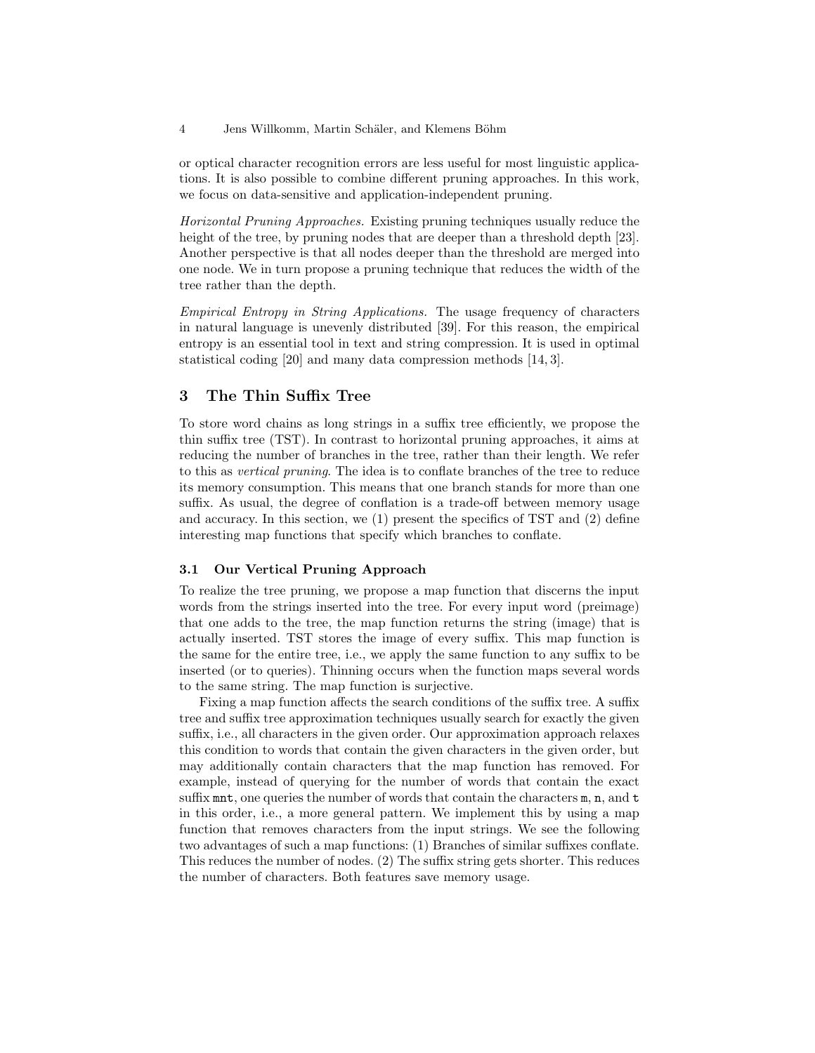or optical character recognition errors are less useful for most linguistic applications. It is also possible to combine different pruning approaches. In this work, we focus on data-sensitive and application-independent pruning.

*Horizontal Pruning Approaches.* Existing pruning techniques usually reduce the height of the tree, by pruning nodes that are deeper than a threshold depth [23]. Another perspective is that all nodes deeper than the threshold are merged into one node. We in turn propose a pruning technique that reduces the width of the tree rather than the depth.

*Empirical Entropy in String Applications.* The usage frequency of characters in natural language is unevenly distributed [39]. For this reason, the empirical entropy is an essential tool in text and string compression. It is used in optimal statistical coding [20] and many data compression methods [14, 3].

## 3 The Thin Suffix Tree

To store word chains as long strings in a suffix tree efficiently, we propose the thin suffix tree (TST). In contrast to horizontal pruning approaches, it aims at reducing the number of branches in the tree, rather than their length. We refer to this as *vertical pruning*. The idea is to conflate branches of the tree to reduce its memory consumption. This means that one branch stands for more than one suffix. As usual, the degree of conflation is a trade-off between memory usage and accuracy. In this section, we (1) present the specifics of TST and (2) define interesting map functions that specify which branches to conflate.

### 3.1 Our Vertical Pruning Approach

To realize the tree pruning, we propose a map function that discerns the input words from the strings inserted into the tree. For every input word (preimage) that one adds to the tree, the map function returns the string (image) that is actually inserted. TST stores the image of every suffix. This map function is the same for the entire tree, i.e., we apply the same function to any suffix to be inserted (or to queries). Thinning occurs when the function maps several words to the same string. The map function is surjective.

Fixing a map function affects the search conditions of the suffix tree. A suffix tree and suffix tree approximation techniques usually search for exactly the given suffix, i.e., all characters in the given order. Our approximation approach relaxes this condition to words that contain the given characters in the given order, but may additionally contain characters that the map function has removed. For example, instead of querying for the number of words that contain the exact suffix `mnt`, one queries the number of words that contain the characters `m`, `n`, and `t` in this order, i.e., a more general pattern. We implement this by using a map function that removes characters from the input strings. We see the following two advantages of such a map functions: (1) Branches of similar suffixes conflate. This reduces the number of nodes. (2) The suffix string gets shorter. This reduces the number of characters. Both features save memory usage.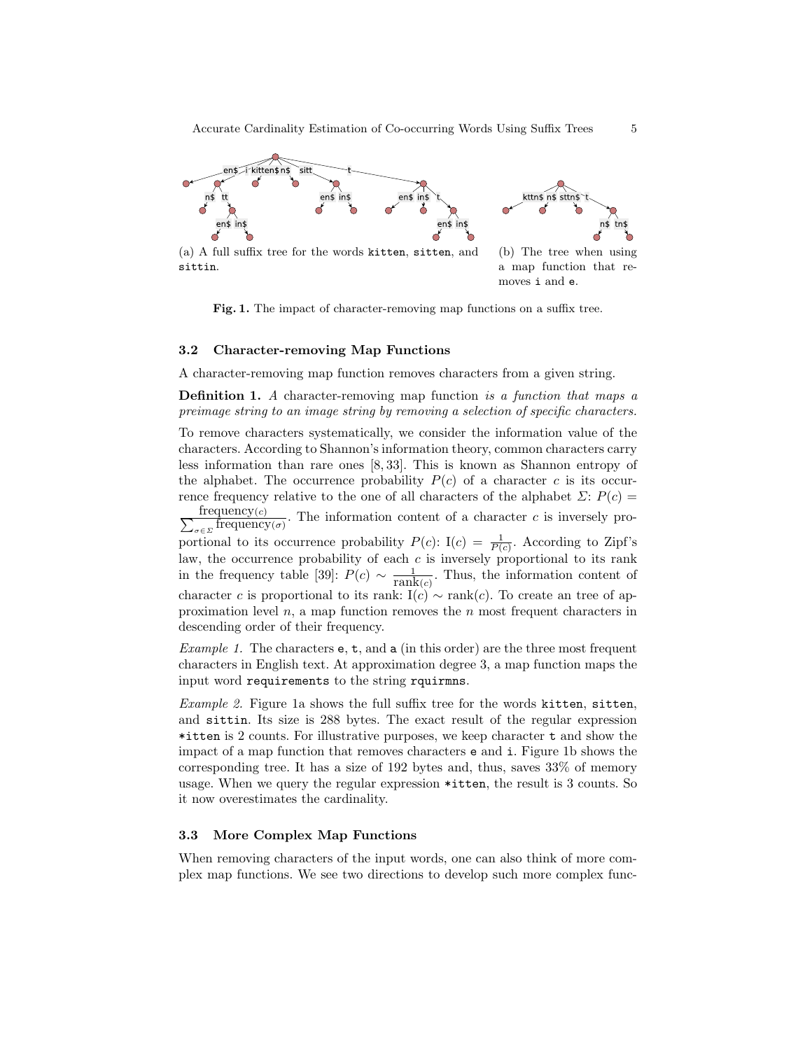(a) A full suffix tree for the words kitten, sitten, and sittin.

(b) The tree when using a map function that removes i and e.

**Fig. 1.** The impact of character-removing map functions on a suffix tree.

### 3.2 Character-removing Map Functions

A character-removing map function removes characters from a given string.

**Definition 1.** *A* character-removing map function *is a function that maps a preimage string to an image string by removing a selection of specific characters.*

To remove characters systematically, we consider the information value of the characters. According to Shannon's information theory, common characters carry less information than rare ones [8, 33]. This is known as Shannon entropy of the alphabet. The occurrence probability $P(c)$ of a character $c$ is its occurrence frequency relative to the one of all characters of the alphabet $\Sigma$: $P(c) = \frac{\text{frequency}(c)}{\sum_{\sigma \in \Sigma} \text{frequency}(\sigma)}$. The information content of a character $c$ is inversely proportional to its occurrence probability $P(c)$: $\text{I}(c) = \frac{1}{P(c)}$. According to Zipf's law, the occurrence probability of each $c$ is inversely proportional to its rank in the frequency table [39]: $P(c) \sim \frac{1}{\text{rank}(c)}$. Thus, the information content of character $c$ is proportional to its rank: $\text{I}(c) \sim \text{rank}(c)$. To create an tree of approximation level $n$, a map function removes the $n$ most frequent characters in descending order of their frequency.

*Example 1.* The characters e, t, and a (in this order) are the three most frequent characters in English text. At approximation degree 3, a map function maps the input word requirements to the string rquirmns.

*Example 2.* Figure 1a shows the full suffix tree for the words kitten, sitten, and sittin. Its size is 288 bytes. The exact result of the regular expression *itten is 2 counts. For illustrative purposes, we keep character t and show the impact of a map function that removes characters e and i. Figure 1b shows the corresponding tree. It has a size of 192 bytes and, thus, saves 33% of memory usage. When we query the regular expression *itten, the result is 3 counts. So it now overestimates the cardinality.

### 3.3 More Complex Map Functions

When removing characters of the input words, one can also think of more complex map functions. We see two directions to develop such more complex func-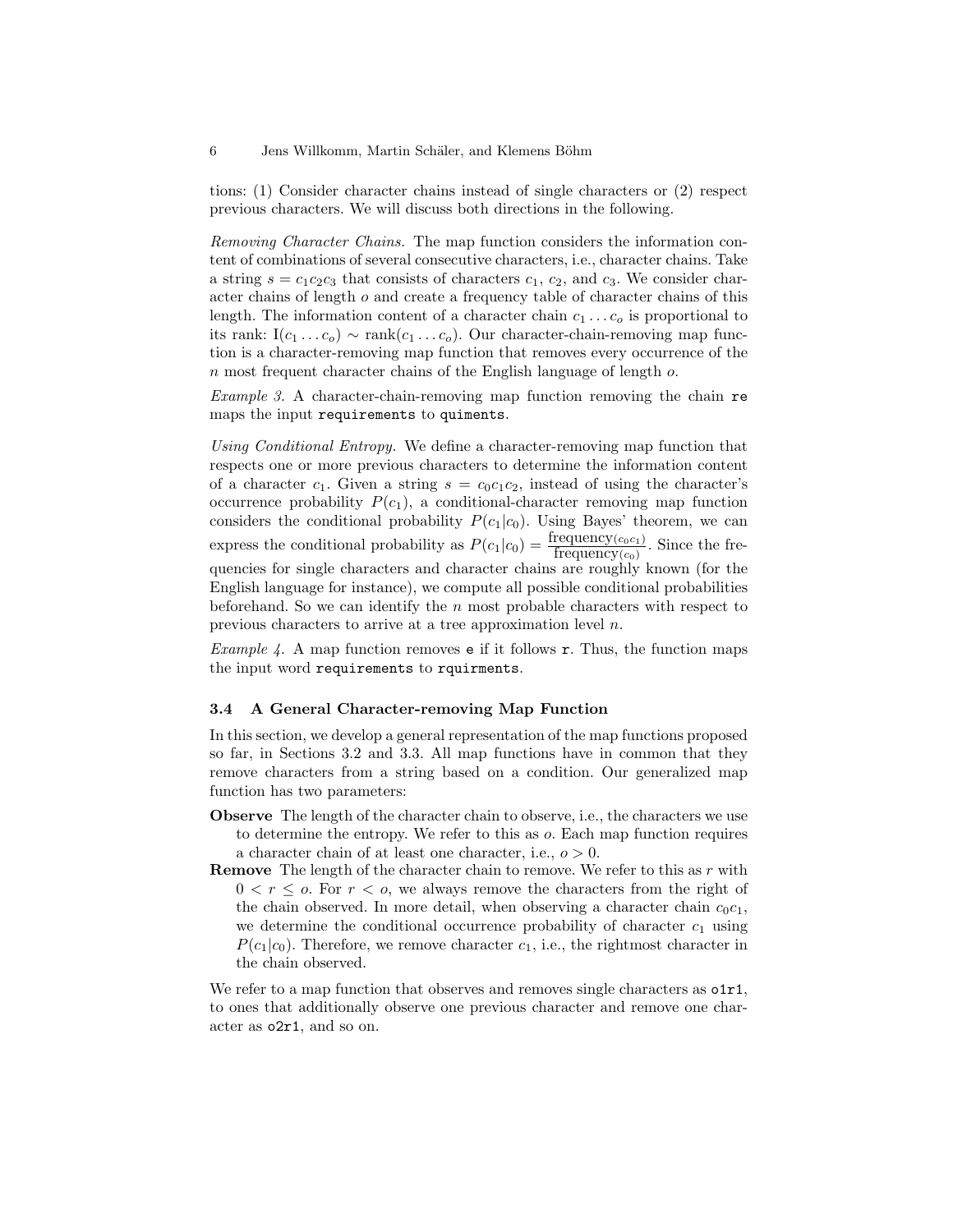tions: (1) Consider character chains instead of single characters or (2) respect previous characters. We will discuss both directions in the following.

*Removing Character Chains.* The map function considers the information content of combinations of several consecutive characters, i.e., character chains. Take a string $s = c_1c_2c_3$ that consists of characters $c_1$, $c_2$, and $c_3$. We consider character chains of length $o$ and create a frequency table of character chains of this length. The information content of a character chain $c_1 \dots c_o$ is proportional to its rank: $\mathrm{I}(c_1 \dots c_o) \sim \mathrm{rank}(c_1 \dots c_o)$. Our character-chain-removing map function is a character-removing map function that removes every occurrence of the $n$ most frequent character chains of the English language of length $o$.

*Example 3.* A character-chain-removing map function removing the chain `re` maps the input `requirements` to `quiments`.

*Using Conditional Entropy.* We define a character-removing map function that respects one or more previous characters to determine the information content of a character $c_1$. Given a string $s = c_0c_1c_2$, instead of using the character's occurrence probability $P(c_1)$, a conditional-character removing map function considers the conditional probability $P(c_1|c_0)$. Using Bayes' theorem, we can express the conditional probability as $P(c_1|c_0) = \frac{\mathrm{frequency}(c_0c_1)}{\mathrm{frequency}(c_0)}$. Since the frequencies for single characters and character chains are roughly known (for the English language for instance), we compute all possible conditional probabilities beforehand. So we can identify the $n$ most probable characters with respect to previous characters to arrive at a tree approximation level $n$.

*Example 4.* A map function removes `e` if it follows `r`. Thus, the function maps the input word `requirements` to `rquirments`.

### 3.4 A General Character-removing Map Function

In this section, we develop a general representation of the map functions proposed so far, in Sections 3.2 and 3.3. All map functions have in common that they remove characters from a string based on a condition. Our generalized map function has two parameters:

**Observe** The length of the character chain to observe, i.e., the characters we use to determine the entropy. We refer to this as $o$. Each map function requires a character chain of at least one character, i.e., $o > 0$.

**Remove** The length of the character chain to remove. We refer to this as $r$ with $0 < r \leq o$. For $r < o$, we always remove the characters from the right of the chain observed. In more detail, when observing a character chain $c_0c_1$, we determine the conditional occurrence probability of character $c_1$ using $P(c_1|c_0)$. Therefore, we remove character $c_1$, i.e., the rightmost character in the chain observed.

We refer to a map function that observes and removes single characters as `o1r1`, to ones that additionally observe one previous character and remove one character as `o2r1`, and so on.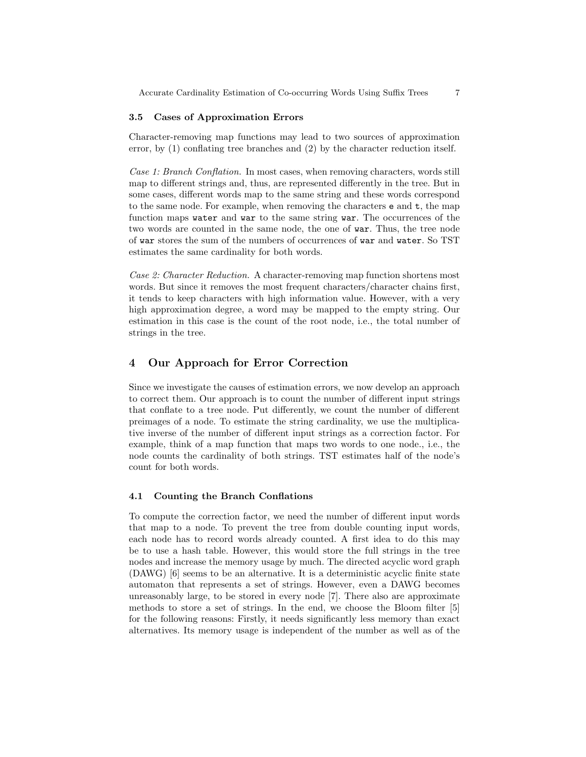### 3.5 Cases of Approximation Errors

Character-removing map functions may lead to two sources of approximation error, by (1) conflating tree branches and (2) by the character reduction itself.

*Case 1: Branch Conflation.* In most cases, when removing characters, words still map to different strings and, thus, are represented differently in the tree. But in some cases, different words map to the same string and these words correspond to the same node. For example, when removing the characters `e` and `t`, the map function maps `water` and `war` to the same string `war`. The occurrences of the two words are counted in the same node, the one of `war`. Thus, the tree node of `war` stores the sum of the numbers of occurrences of `war` and `water`. So TST estimates the same cardinality for both words.

*Case 2: Character Reduction.* A character-removing map function shortens most words. But since it removes the most frequent characters/character chains first, it tends to keep characters with high information value. However, with a very high approximation degree, a word may be mapped to the empty string. Our estimation in this case is the count of the root node, i.e., the total number of strings in the tree.

## 4 Our Approach for Error Correction

Since we investigate the causes of estimation errors, we now develop an approach to correct them. Our approach is to count the number of different input strings that conflate to a tree node. Put differently, we count the number of different preimages of a node. To estimate the string cardinality, we use the multiplicative inverse of the number of different input strings as a correction factor. For example, think of a map function that maps two words to one node., i.e., the node counts the cardinality of both strings. TST estimates half of the node's count for both words.

### 4.1 Counting the Branch Conflations

To compute the correction factor, we need the number of different input words that map to a node. To prevent the tree from double counting input words, each node has to record words already counted. A first idea to do this may be to use a hash table. However, this would store the full strings in the tree nodes and increase the memory usage by much. The directed acyclic word graph (DAWG) [6] seems to be an alternative. It is a deterministic acyclic finite state automaton that represents a set of strings. However, even a DAWG becomes unreasonably large, to be stored in every node [7]. There also are approximate methods to store a set of strings. In the end, we choose the Bloom filter [5] for the following reasons: Firstly, it needs significantly less memory than exact alternatives. Its memory usage is independent of the number as well as of the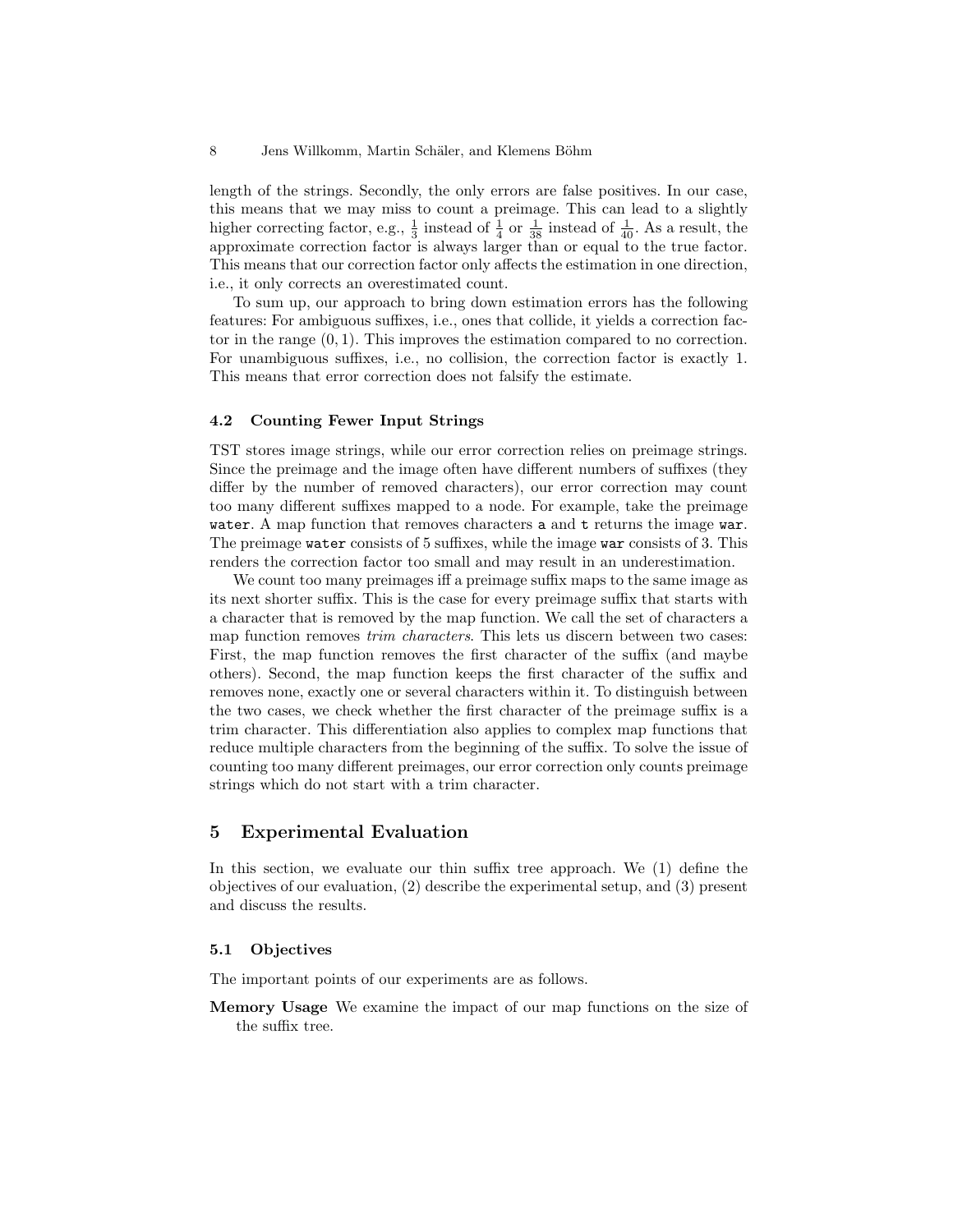length of the strings. Secondly, the only errors are false positives. In our case, this means that we may miss to count a preimage. This can lead to a slightly higher correcting factor, e.g., $\frac{1}{3}$ instead of $\frac{1}{4}$ or $\frac{1}{38}$ instead of $\frac{1}{40}$. As a result, the approximate correction factor is always larger than or equal to the true factor. This means that our correction factor only affects the estimation in one direction, i.e., it only corrects an overestimated count.

To sum up, our approach to bring down estimation errors has the following features: For ambiguous suffixes, i.e., ones that collide, it yields a correction factor in the range $(0, 1)$. This improves the estimation compared to no correction. For unambiguous suffixes, i.e., no collision, the correction factor is exactly 1. This means that error correction does not falsify the estimate.

### 4.2 Counting Fewer Input Strings

TST stores image strings, while our error correction relies on preimage strings. Since the preimage and the image often have different numbers of suffixes (they differ by the number of removed characters), our error correction may count too many different suffixes mapped to a node. For example, take the preimage `water`. A map function that removes characters `a` and `t` returns the image `war`. The preimage `water` consists of 5 suffixes, while the image `war` consists of 3. This renders the correction factor too small and may result in an underestimation.

We count too many preimages iff a preimage suffix maps to the same image as its next shorter suffix. This is the case for every preimage suffix that starts with a character that is removed by the map function. We call the set of characters a map function removes *trim characters*. This lets us discern between two cases: First, the map function removes the first character of the suffix (and maybe others). Second, the map function keeps the first character of the suffix and removes none, exactly one or several characters within it. To distinguish between the two cases, we check whether the first character of the preimage suffix is a trim character. This differentiation also applies to complex map functions that reduce multiple characters from the beginning of the suffix. To solve the issue of counting too many different preimages, our error correction only counts preimage strings which do not start with a trim character.

## 5 Experimental Evaluation

In this section, we evaluate our thin suffix tree approach. We (1) define the objectives of our evaluation, (2) describe the experimental setup, and (3) present and discuss the results.

### 5.1 Objectives

The important points of our experiments are as follows.

**Memory Usage** We examine the impact of our map functions on the size of the suffix tree.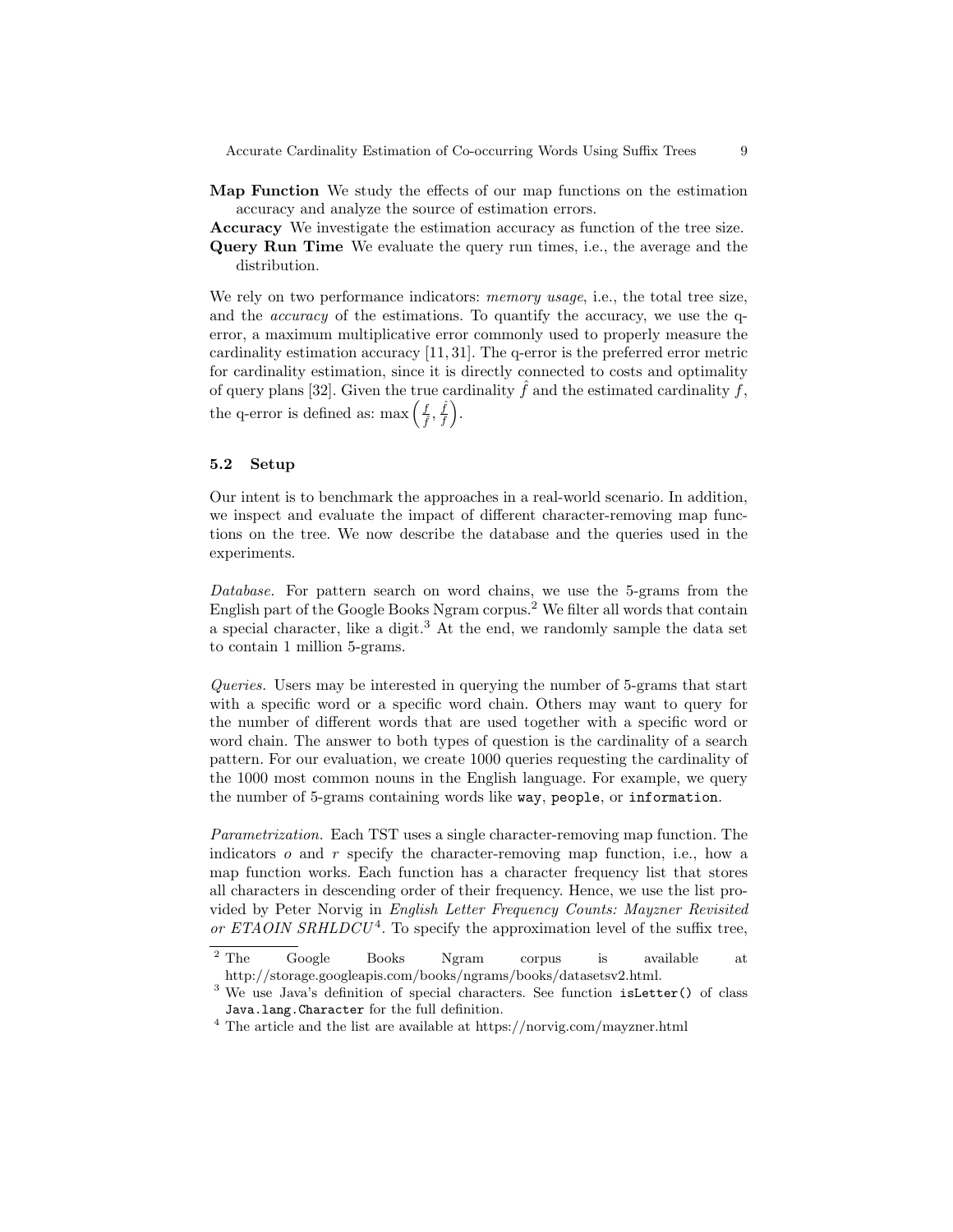**Map Function** We study the effects of our map functions on the estimation accuracy and analyze the source of estimation errors.

**Accuracy** We investigate the estimation accuracy as function of the tree size.

**Query Run Time** We evaluate the query run times, i.e., the average and the distribution.

We rely on two performance indicators: *memory usage*, i.e., the total tree size, and the *accuracy* of the estimations. To quantify the accuracy, we use the q-error, a maximum multiplicative error commonly used to properly measure the cardinality estimation accuracy [11, 31]. The q-error is the preferred error metric for cardinality estimation, since it is directly connected to costs and optimality of query plans [32]. Given the true cardinality $\hat{f}$ and the estimated cardinality $f$, the q-error is defined as: $\max\left(\frac{f}{\hat{f}}, \frac{\hat{f}}{f}\right)$.

### 5.2 Setup

Our intent is to benchmark the approaches in a real-world scenario. In addition, we inspect and evaluate the impact of different character-removing map functions on the tree. We now describe the database and the queries used in the experiments.

*Database.* For pattern search on word chains, we use the 5-grams from the English part of the Google Books Ngram corpus.[2] We filter all words that contain a special character, like a digit.[3] At the end, we randomly sample the data set to contain 1 million 5-grams.

*Queries.* Users may be interested in querying the number of 5-grams that start with a specific word or a specific word chain. Others may want to query for the number of different words that are used together with a specific word or word chain. The answer to both types of question is the cardinality of a search pattern. For our evaluation, we create 1000 queries requesting the cardinality of the 1000 most common nouns in the English language. For example, we query the number of 5-grams containing words like `way`, `people`, or `information`.

*Parametrization.* Each TST uses a single character-removing map function. The indicators $o$ and $r$ specify the character-removing map function, i.e., how a map function works. Each function has a character frequency list that stores all characters in descending order of their frequency. Hence, we use the list provided by Peter Norvig in *English Letter Frequency Counts: Mayzner Revisited or ETAOIN SRHLDCU*[4]. To specify the approximation level of the suffix tree,

---

[2] The Google Books Ngram corpus is available at http://storage.googleapis.com/books/ngrams/books/datasetsv2.html.

[3] We use Java's definition of special characters. See function `isLetter()` of class `Java.lang.Character` for the full definition.

[4] The article and the list are available at https://norvig.com/mayzner.html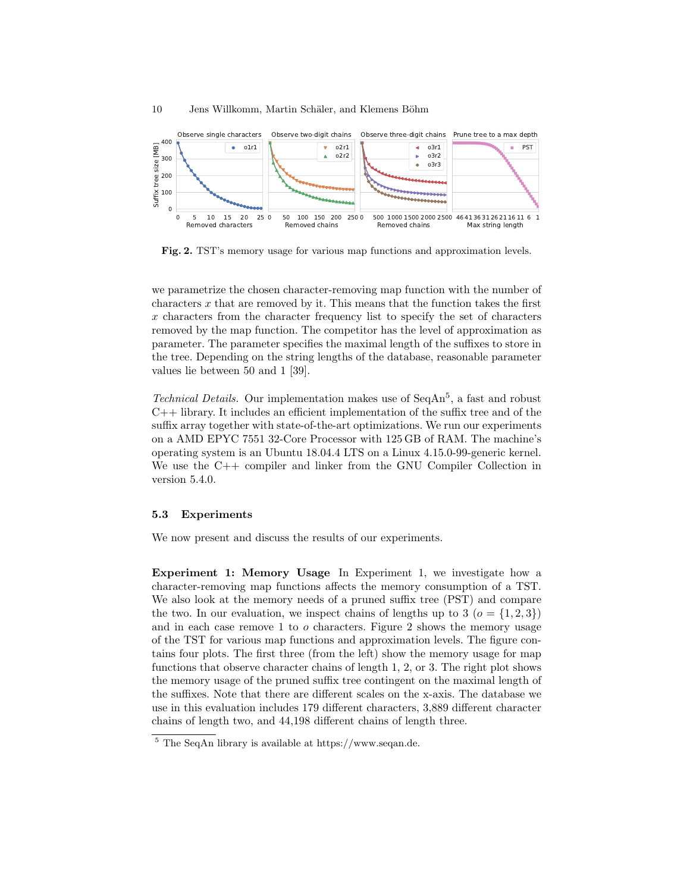Fig. 2. TST's memory usage for various map functions and approximation levels.

we parametrize the chosen character-removing map function with the number of characters $x$ that are removed by it. This means that the function takes the first $x$ characters from the character frequency list to specify the set of characters removed by the map function. The competitor has the level of approximation as parameter. The parameter specifies the maximal length of the suffixes to store in the tree. Depending on the string lengths of the database, reasonable parameter values lie between 50 and 1 [39].

*Technical Details.* Our implementation makes use of SeqAn[5], a fast and robust C++ library. It includes an efficient implementation of the suffix tree and of the suffix array together with state-of-the-art optimizations. We run our experiments on a AMD EPYC 7551 32-Core Processor with 125 GB of RAM. The machine's operating system is an Ubuntu 18.04.4 LTS on a Linux 4.15.0-99-generic kernel. We use the C++ compiler and linker from the GNU Compiler Collection in version 5.4.0.

### 5.3 Experiments

We now present and discuss the results of our experiments.

**Experiment 1: Memory Usage** In Experiment 1, we investigate how a character-removing map functions affects the memory consumption of a TST. We also look at the memory needs of a pruned suffix tree (PST) and compare the two. In our evaluation, we inspect chains of lengths up to 3 ($o = \{1, 2, 3\}$) and in each case remove 1 to $o$ characters. Figure 2 shows the memory usage of the TST for various map functions and approximation levels. The figure contains four plots. The first three (from the left) show the memory usage for map functions that observe character chains of length 1, 2, or 3. The right plot shows the memory usage of the pruned suffix tree contingent on the maximal length of the suffixes. Note that there are different scales on the x-axis. The database we use in this evaluation includes 179 different characters, 3,889 different character chains of length two, and 44,198 different chains of length three.

[5] The SeqAn library is available at https://www.seqan.de.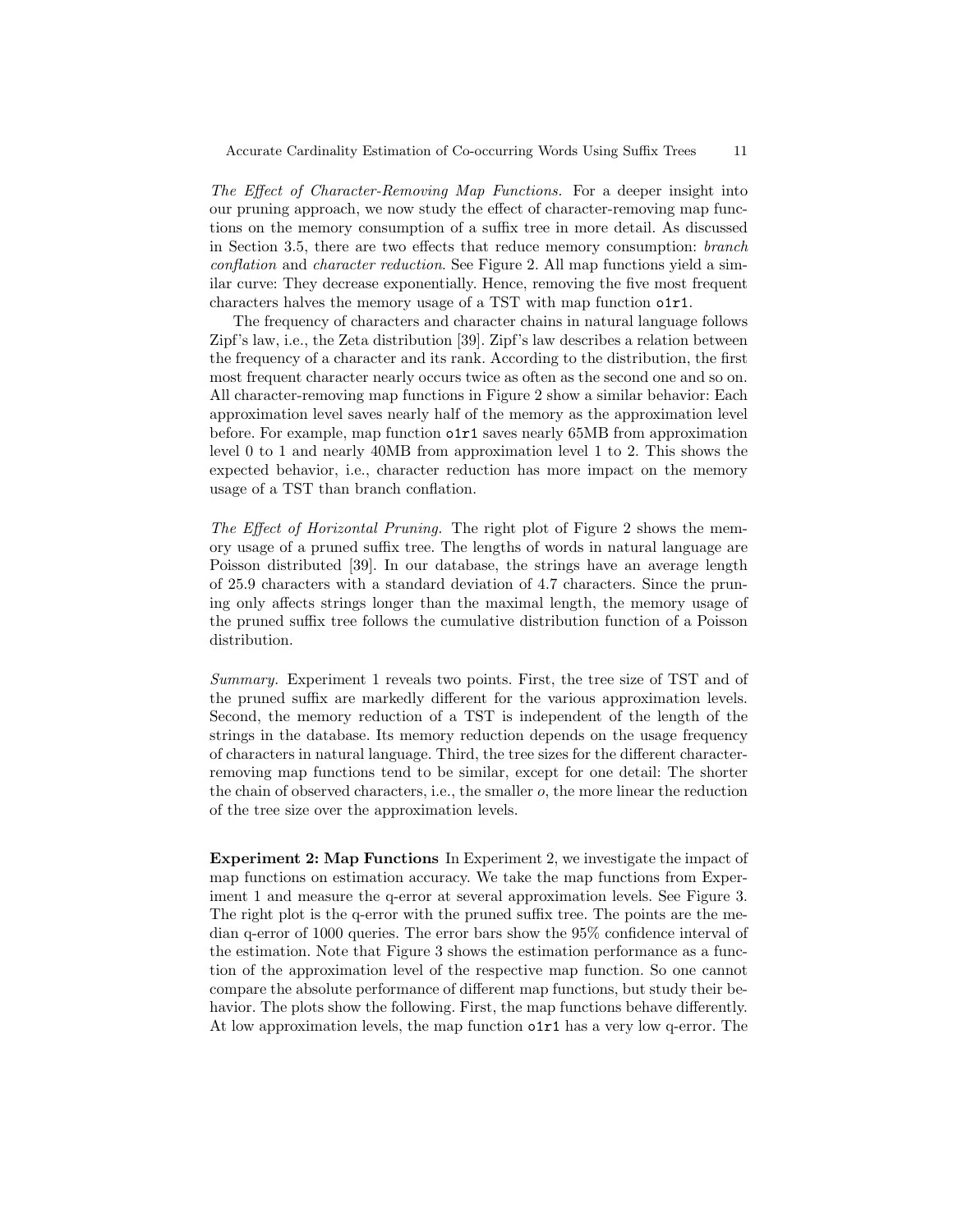*The Effect of Character-Removing Map Functions.* For a deeper insight into our pruning approach, we now study the effect of character-removing map functions on the memory consumption of a suffix tree in more detail. As discussed in Section 3.5, there are two effects that reduce memory consumption: *branch conflation* and *character reduction*. See Figure 2. All map functions yield a similar curve: They decrease exponentially. Hence, removing the five most frequent characters halves the memory usage of a TST with map function `o1r1`.

The frequency of characters and character chains in natural language follows Zipf's law, i.e., the Zeta distribution [39]. Zipf's law describes a relation between the frequency of a character and its rank. According to the distribution, the first most frequent character nearly occurs twice as often as the second one and so on. All character-removing map functions in Figure 2 show a similar behavior: Each approximation level saves nearly half of the memory as the approximation level before. For example, map function `o1r1` saves nearly 65MB from approximation level 0 to 1 and nearly 40MB from approximation level 1 to 2. This shows the expected behavior, i.e., character reduction has more impact on the memory usage of a TST than branch conflation.

*The Effect of Horizontal Pruning.* The right plot of Figure 2 shows the memory usage of a pruned suffix tree. The lengths of words in natural language are Poisson distributed [39]. In our database, the strings have an average length of 25.9 characters with a standard deviation of 4.7 characters. Since the pruning only affects strings longer than the maximal length, the memory usage of the pruned suffix tree follows the cumulative distribution function of a Poisson distribution.

*Summary.* Experiment 1 reveals two points. First, the tree size of TST and of the pruned suffix are markedly different for the various approximation levels. Second, the memory reduction of a TST is independent of the length of the strings in the database. Its memory reduction depends on the usage frequency of characters in natural language. Third, the tree sizes for the different character-removing map functions tend to be similar, except for one detail: The shorter the chain of observed characters, i.e., the smaller $o$, the more linear the reduction of the tree size over the approximation levels.

**Experiment 2: Map Functions** In Experiment 2, we investigate the impact of map functions on estimation accuracy. We take the map functions from Experiment 1 and measure the q-error at several approximation levels. See Figure 3. The right plot is the q-error with the pruned suffix tree. The points are the median q-error of 1000 queries. The error bars show the 95% confidence interval of the estimation. Note that Figure 3 shows the estimation performance as a function of the approximation level of the respective map function. So one cannot compare the absolute performance of different map functions, but study their behavior. The plots show the following. First, the map functions behave differently. At low approximation levels, the map function `o1r1` has a very low q-error. The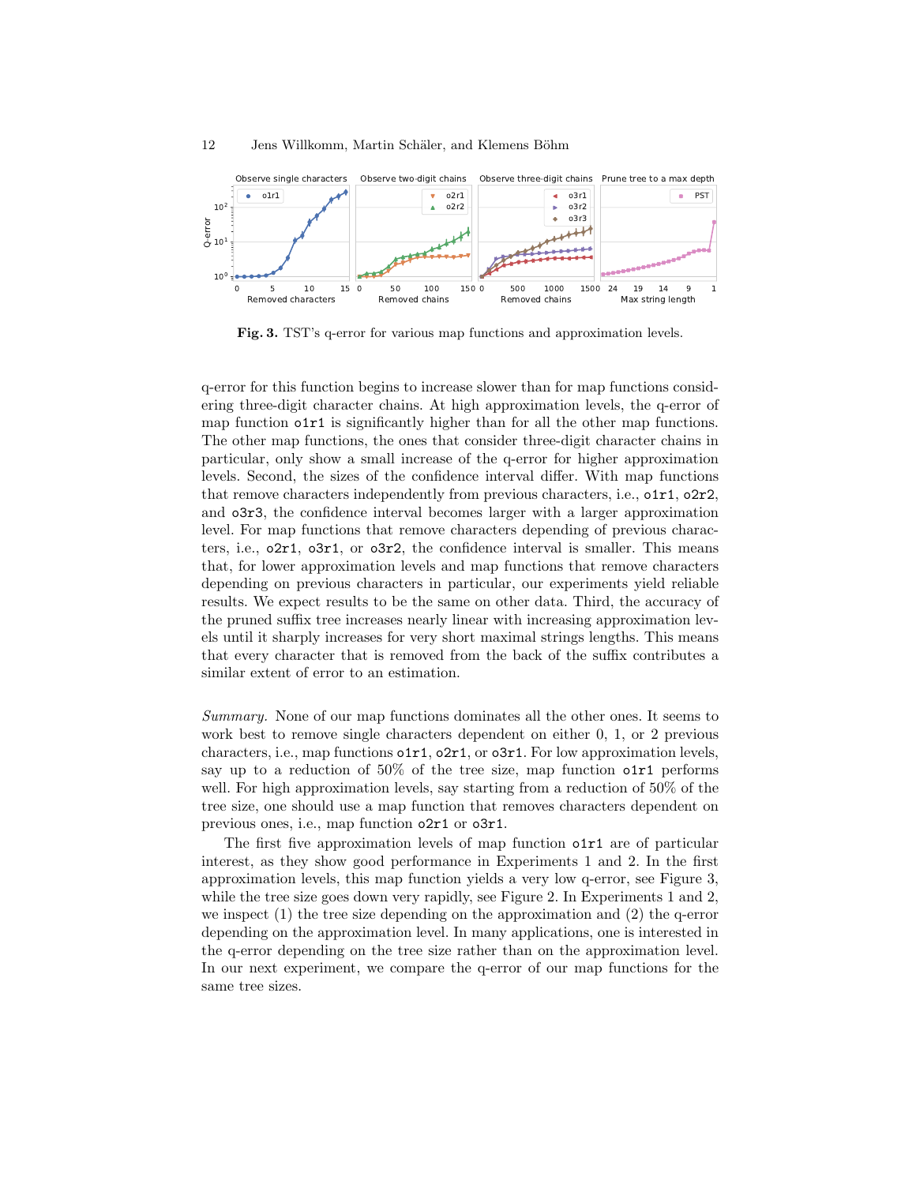**Fig. 3.** TST's q-error for various map functions and approximation levels.

q-error for this function begins to increase slower than for map functions considering three-digit character chains. At high approximation levels, the q-error of map function `o1r1` is significantly higher than for all the other map functions. The other map functions, the ones that consider three-digit character chains in particular, only show a small increase of the q-error for higher approximation levels. Second, the sizes of the confidence interval differ. With map functions that remove characters independently from previous characters, i.e., `o1r1`, `o2r2`, and `o3r3`, the confidence interval becomes larger with a larger approximation level. For map functions that remove characters depending of previous characters, i.e., `o2r1`, `o3r1`, or `o3r2`, the confidence interval is smaller. This means that, for lower approximation levels and map functions that remove characters depending on previous characters in particular, our experiments yield reliable results. We expect results to be the same on other data. Third, the accuracy of the pruned suffix tree increases nearly linear with increasing approximation levels until it sharply increases for very short maximal strings lengths. This means that every character that is removed from the back of the suffix contributes a similar extent of error to an estimation.

*Summary.* None of our map functions dominates all the other ones. It seems to work best to remove single characters dependent on either 0, 1, or 2 previous characters, i.e., map functions `o1r1`, `o2r1`, or `o3r1`. For low approximation levels, say up to a reduction of 50% of the tree size, map function `o1r1` performs well. For high approximation levels, say starting from a reduction of 50% of the tree size, one should use a map function that removes characters dependent on previous ones, i.e., map function `o2r1` or `o3r1`.

The first five approximation levels of map function `o1r1` are of particular interest, as they show good performance in Experiments 1 and 2. In the first approximation levels, this map function yields a very low q-error, see Figure 3, while the tree size goes down very rapidly, see Figure 2. In Experiments 1 and 2, we inspect (1) the tree size depending on the approximation and (2) the q-error depending on the approximation level. In many applications, one is interested in the q-error depending on the tree size rather than on the approximation level. In our next experiment, we compare the q-error of our map functions for the same tree sizes.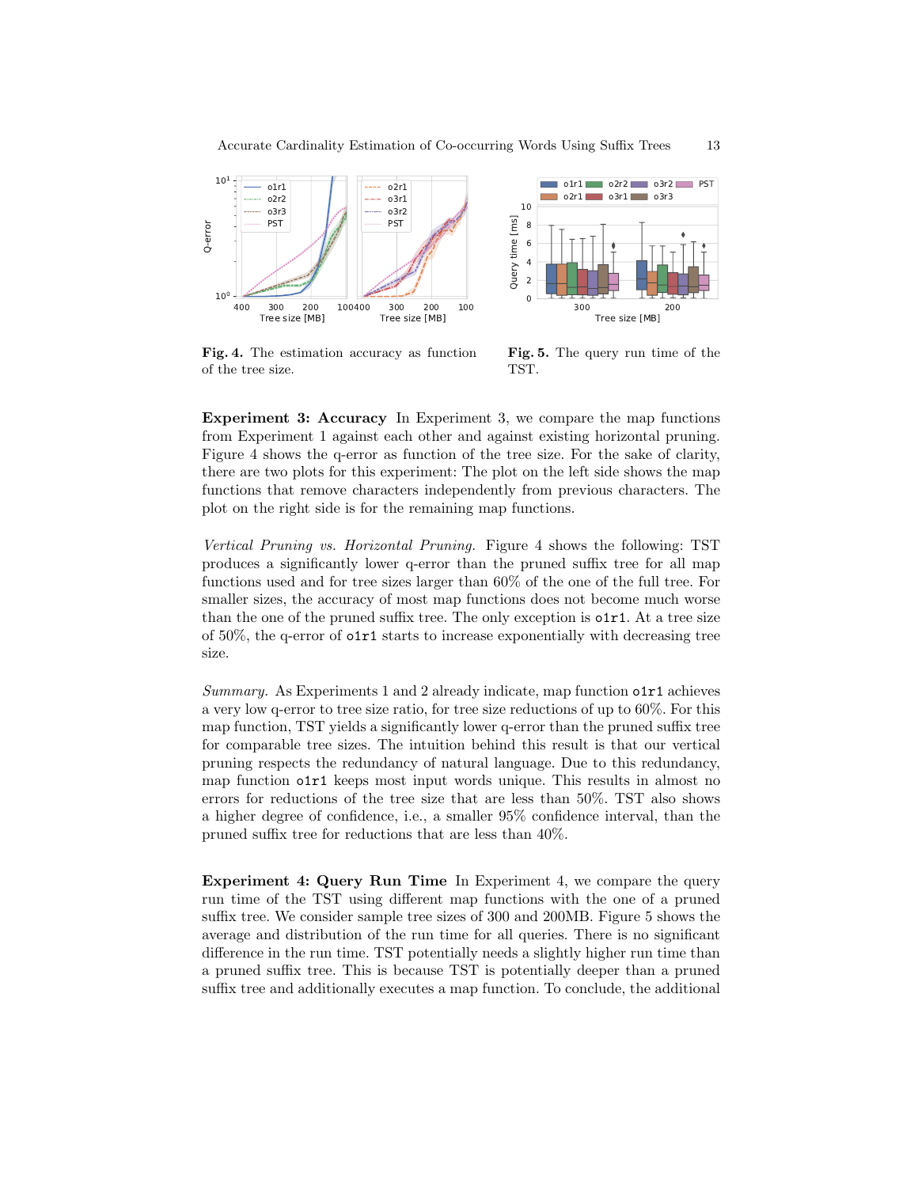**Fig. 4.** The estimation accuracy as function of the tree size.

**Fig. 5.** The query run time of the TST.

**Experiment 3: Accuracy** In Experiment 3, we compare the map functions from Experiment 1 against each other and against existing horizontal pruning. Figure 4 shows the q-error as function of the tree size. For the sake of clarity, there are two plots for this experiment: The plot on the left side shows the map functions that remove characters independently from previous characters. The plot on the right side is for the remaining map functions.

*Vertical Pruning vs. Horizontal Pruning.* Figure 4 shows the following: TST produces a significantly lower q-error than the pruned suffix tree for all map functions used and for tree sizes larger than 60% of the one of the full tree. For smaller sizes, the accuracy of most map functions does not become much worse than the one of the pruned suffix tree. The only exception is `o1r1`. At a tree size of 50%, the q-error of `o1r1` starts to increase exponentially with decreasing tree size.

*Summary.* As Experiments 1 and 2 already indicate, map function `o1r1` achieves a very low q-error to tree size ratio, for tree size reductions of up to 60%. For this map function, TST yields a significantly lower q-error than the pruned suffix tree for comparable tree sizes. The intuition behind this result is that our vertical pruning respects the redundancy of natural language. Due to this redundancy, map function `o1r1` keeps most input words unique. This results in almost no errors for reductions of the tree size that are less than 50%. TST also shows a higher degree of confidence, i.e., a smaller 95% confidence interval, than the pruned suffix tree for reductions that are less than 40%.

**Experiment 4: Query Run Time** In Experiment 4, we compare the query run time of the TST using different map functions with the one of a pruned suffix tree. We consider sample tree sizes of 300 and 200MB. Figure 5 shows the average and distribution of the run time for all queries. There is no significant difference in the run time. TST potentially needs a slightly higher run time than a pruned suffix tree. This is because TST is potentially deeper than a pruned suffix tree and additionally executes a map function. To conclude, the additional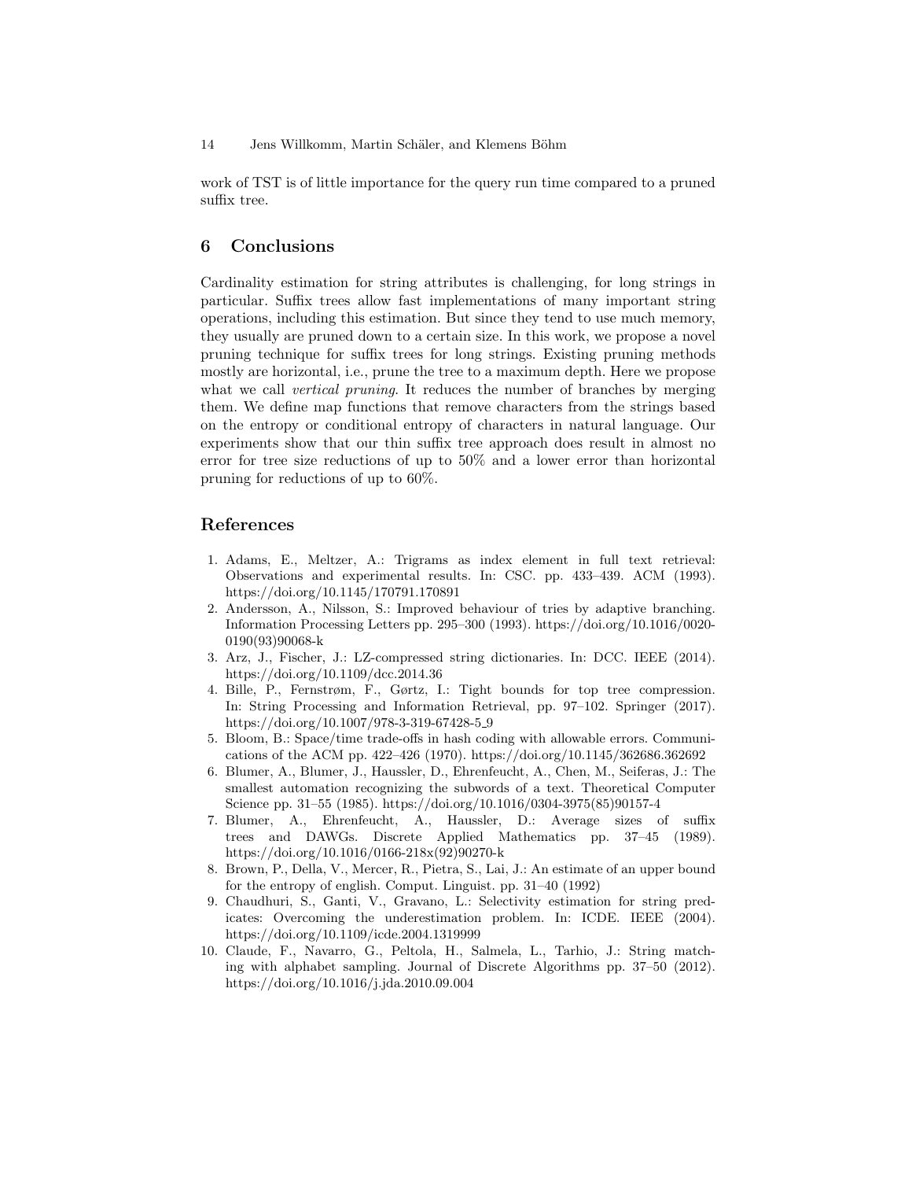work of TST is of little importance for the query run time compared to a pruned suffix tree.

## 6 Conclusions

Cardinality estimation for string attributes is challenging, for long strings in particular. Suffix trees allow fast implementations of many important string operations, including this estimation. But since they tend to use much memory, they usually are pruned down to a certain size. In this work, we propose a novel pruning technique for suffix trees for long strings. Existing pruning methods mostly are horizontal, i.e., prune the tree to a maximum depth. Here we propose what we call *vertical pruning*. It reduces the number of branches by merging them. We define map functions that remove characters from the strings based on the entropy or conditional entropy of characters in natural language. Our experiments show that our thin suffix tree approach does result in almost no error for tree size reductions of up to 50% and a lower error than horizontal pruning for reductions of up to 60%.

## References

1. Adams, E., Meltzer, A.: Trigrams as index element in full text retrieval: Observations and experimental results. In: CSC. pp. 433–439. ACM (1993). https://doi.org/10.1145/170791.170891
2. Andersson, A., Nilsson, S.: Improved behaviour of tries by adaptive branching. Information Processing Letters pp. 295–300 (1993). https://doi.org/10.1016/0020-0190(93)90068-k
3. Arz, J., Fischer, J.: LZ-compressed string dictionaries. In: DCC. IEEE (2014). https://doi.org/10.1109/dcc.2014.36
4. Bille, P., Fernstrøm, F., Gørtz, I.: Tight bounds for top tree compression. In: String Processing and Information Retrieval, pp. 97–102. Springer (2017). https://doi.org/10.1007/978-3-319-67428-5_9
5. Bloom, B.: Space/time trade-offs in hash coding with allowable errors. Communications of the ACM pp. 422–426 (1970). https://doi.org/10.1145/362686.362692
6. Blumer, A., Blumer, J., Haussler, D., Ehrenfeucht, A., Chen, M., Seiferas, J.: The smallest automation recognizing the subwords of a text. Theoretical Computer Science pp. 31–55 (1985). https://doi.org/10.1016/0304-3975(85)90157-4
7. Blumer, A., Ehrenfeucht, A., Haussler, D.: Average sizes of suffix trees and DAWGs. Discrete Applied Mathematics pp. 37–45 (1989). https://doi.org/10.1016/0166-218x(92)90270-k
8. Brown, P., Della, V., Mercer, R., Pietra, S., Lai, J.: An estimate of an upper bound for the entropy of english. Comput. Linguist. pp. 31–40 (1992)
9. Chaudhuri, S., Ganti, V., Gravano, L.: Selectivity estimation for string predicates: Overcoming the underestimation problem. In: ICDE. IEEE (2004). https://doi.org/10.1109/icde.2004.1319999
10. Claude, F., Navarro, G., Peltola, H., Salmela, L., Tarhio, J.: String matching with alphabet sampling. Journal of Discrete Algorithms pp. 37–50 (2012). https://doi.org/10.1016/j.jda.2010.09.004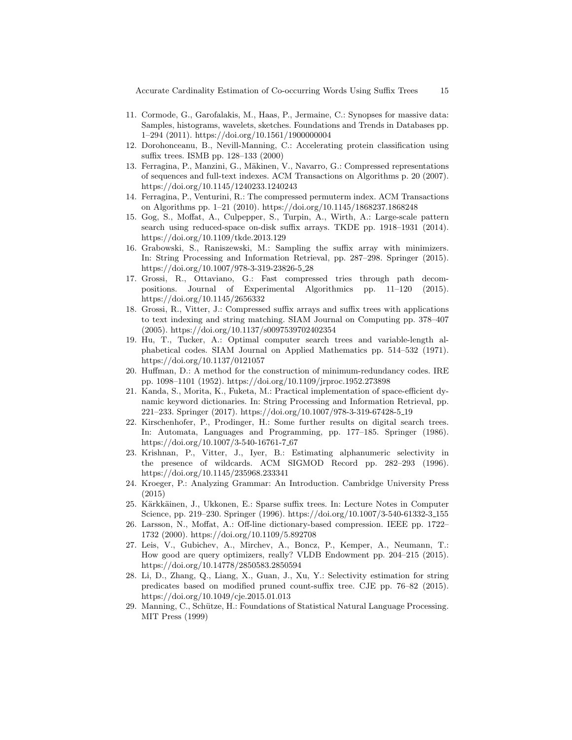11. Cormode, G., Garofalakis, M., Haas, P., Jermaine, C.: Synopses for massive data: Samples, histograms, wavelets, sketches. Foundations and Trends in Databases pp. 1–294 (2011). https://doi.org/10.1561/1900000004
12. Dorohonceanu, B., Nevill-Manning, C.: Accelerating protein classification using suffix trees. ISMB pp. 128–133 (2000)
13. Ferragina, P., Manzini, G., Mäkinen, V., Navarro, G.: Compressed representations of sequences and full-text indexes. ACM Transactions on Algorithms p. 20 (2007). https://doi.org/10.1145/1240233.1240243
14. Ferragina, P., Venturini, R.: The compressed permuterm index. ACM Transactions on Algorithms pp. 1–21 (2010). https://doi.org/10.1145/1868237.1868248
15. Gog, S., Moffat, A., Culpepper, S., Turpin, A., Wirth, A.: Large-scale pattern search using reduced-space on-disk suffix arrays. TKDE pp. 1918–1931 (2014). https://doi.org/10.1109/tkde.2013.129
16. Grabowski, S., Raniszewski, M.: Sampling the suffix array with minimizers. In: String Processing and Information Retrieval, pp. 287–298. Springer (2015). https://doi.org/10.1007/978-3-319-23826-5_28
17. Grossi, R., Ottaviano, G.: Fast compressed tries through path decompositions. Journal of Experimental Algorithmics pp. 11–120 (2015). https://doi.org/10.1145/2656332
18. Grossi, R., Vitter, J.: Compressed suffix arrays and suffix trees with applications to text indexing and string matching. SIAM Journal on Computing pp. 378–407 (2005). https://doi.org/10.1137/s0097539702402354
19. Hu, T., Tucker, A.: Optimal computer search trees and variable-length alphabetical codes. SIAM Journal on Applied Mathematics pp. 514–532 (1971). https://doi.org/10.1137/0121057
20. Huffman, D.: A method for the construction of minimum-redundancy codes. IRE pp. 1098–1101 (1952). https://doi.org/10.1109/jrproc.1952.273898
21. Kanda, S., Morita, K., Fuketa, M.: Practical implementation of space-efficient dynamic keyword dictionaries. In: String Processing and Information Retrieval, pp. 221–233. Springer (2017). https://doi.org/10.1007/978-3-319-67428-5_19
22. Kirschenhofer, P., Prodinger, H.: Some further results on digital search trees. In: Automata, Languages and Programming, pp. 177–185. Springer (1986). https://doi.org/10.1007/3-540-16761-7_67
23. Krishnan, P., Vitter, J., Iyer, B.: Estimating alphanumeric selectivity in the presence of wildcards. ACM SIGMOD Record pp. 282–293 (1996). https://doi.org/10.1145/235968.233341
24. Kroeger, P.: Analyzing Grammar: An Introduction. Cambridge University Press (2015)
25. Kärkkäinen, J., Ukkonen, E.: Sparse suffix trees. In: Lecture Notes in Computer Science, pp. 219–230. Springer (1996). https://doi.org/10.1007/3-540-61332-3_155
26. Larsson, N., Moffat, A.: Off-line dictionary-based compression. IEEE pp. 1722–1732 (2000). https://doi.org/10.1109/5.892708
27. Leis, V., Gubichev, A., Mirchev, A., Boncz, P., Kemper, A., Neumann, T.: How good are query optimizers, really? VLDB Endowment pp. 204–215 (2015). https://doi.org/10.14778/2850583.2850594
28. Li, D., Zhang, Q., Liang, X., Guan, J., Xu, Y.: Selectivity estimation for string predicates based on modified pruned count-suffix tree. CJE pp. 76–82 (2015). https://doi.org/10.1049/cje.2015.01.013
29. Manning, C., Schütze, H.: Foundations of Statistical Natural Language Processing. MIT Press (1999)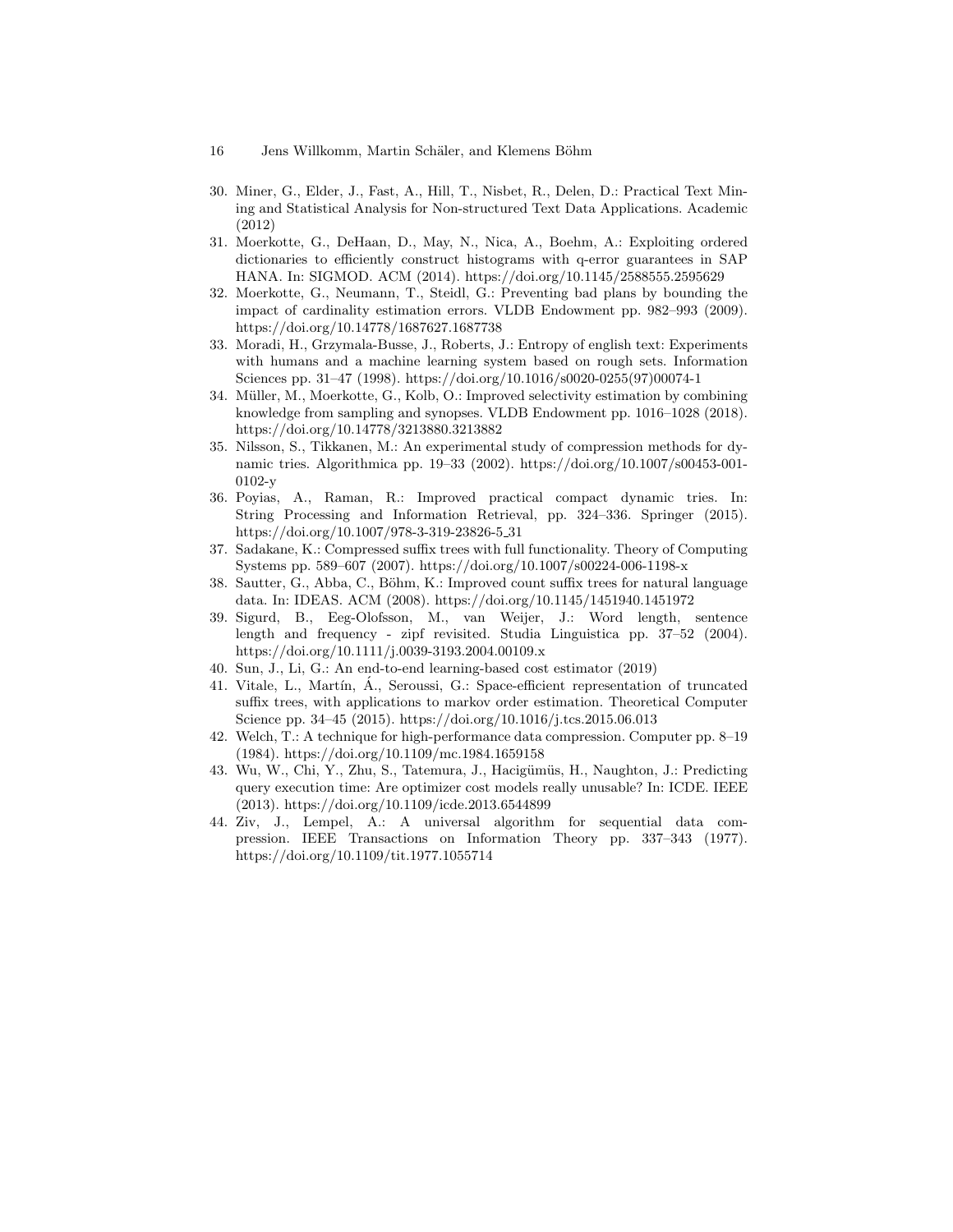30. Miner, G., Elder, J., Fast, A., Hill, T., Nisbet, R., Delen, D.: Practical Text Mining and Statistical Analysis for Non-structured Text Data Applications. Academic (2012)
31. Moerkotte, G., DeHaan, D., May, N., Nica, A., Boehm, A.: Exploiting ordered dictionaries to efficiently construct histograms with q-error guarantees in SAP HANA. In: SIGMOD. ACM (2014). https://doi.org/10.1145/2588555.2595629
32. Moerkotte, G., Neumann, T., Steidl, G.: Preventing bad plans by bounding the impact of cardinality estimation errors. VLDB Endowment pp. 982–993 (2009). https://doi.org/10.14778/1687627.1687738
33. Moradi, H., Grzymala-Busse, J., Roberts, J.: Entropy of english text: Experiments with humans and a machine learning system based on rough sets. Information Sciences pp. 31–47 (1998). https://doi.org/10.1016/s0020-0255(97)00074-1
34. Müller, M., Moerkotte, G., Kolb, O.: Improved selectivity estimation by combining knowledge from sampling and synopses. VLDB Endowment pp. 1016–1028 (2018). https://doi.org/10.14778/3213880.3213882
35. Nilsson, S., Tikkanen, M.: An experimental study of compression methods for dynamic tries. Algorithmica pp. 19–33 (2002). https://doi.org/10.1007/s00453-001-0102-y
36. Poyias, A., Raman, R.: Improved practical compact dynamic tries. In: String Processing and Information Retrieval, pp. 324–336. Springer (2015). https://doi.org/10.1007/978-3-319-23826-5_31
37. Sadakane, K.: Compressed suffix trees with full functionality. Theory of Computing Systems pp. 589–607 (2007). https://doi.org/10.1007/s00224-006-1198-x
38. Sautter, G., Abba, C., Böhm, K.: Improved count suffix trees for natural language data. In: IDEAS. ACM (2008). https://doi.org/10.1145/1451940.1451972
39. Sigurd, B., Eeg-Olofsson, M., van Weijer, J.: Word length, sentence length and frequency - zipf revisited. Studia Linguistica pp. 37–52 (2004). https://doi.org/10.1111/j.0039-3193.2004.00109.x
40. Sun, J., Li, G.: An end-to-end learning-based cost estimator (2019)
41. Vitale, L., Martín, Á., Seroussi, G.: Space-efficient representation of truncated suffix trees, with applications to markov order estimation. Theoretical Computer Science pp. 34–45 (2015). https://doi.org/10.1016/j.tcs.2015.06.013
42. Welch, T.: A technique for high-performance data compression. Computer pp. 8–19 (1984). https://doi.org/10.1109/mc.1984.1659158
43. Wu, W., Chi, Y., Zhu, S., Tatemura, J., Hacigümüs, H., Naughton, J.: Predicting query execution time: Are optimizer cost models really unusable? In: ICDE. IEEE (2013). https://doi.org/10.1109/icde.2013.6544899
44. Ziv, J., Lempel, A.: A universal algorithm for sequential data compression. IEEE Transactions on Information Theory pp. 337–343 (1977). https://doi.org/10.1109/tit.1977.1055714